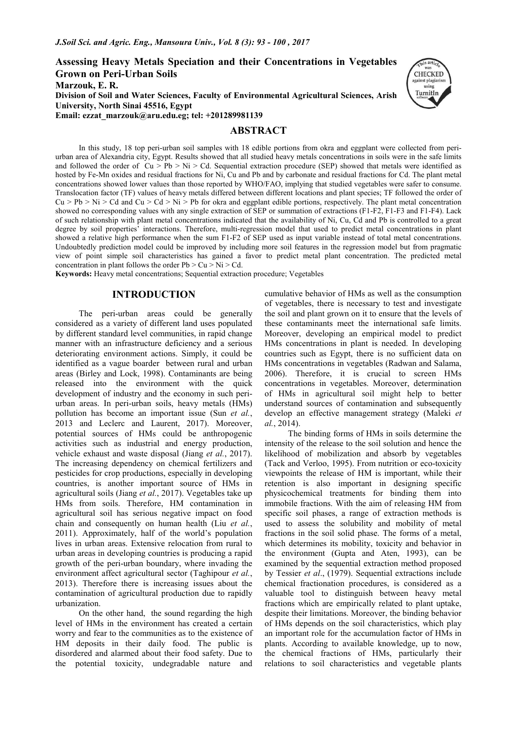# Assessing Heavy Metals Speciation and their Concentrations in Vegetables Grown on Peri-Urban Soils

**Marzouk, E. R.**

**Division of Soil and Water Sciences, Faculty of Environmental Agricultural Sciences, Arish University, North Sinai 45516, Egypt**

**Email: ezzat_marzouk@aru.edu.eg; tel: +201289981139**

## ABSTRACT

In this study, 18 top peri-urban soil samples with 18 edible portions from okra and eggplant were collected from peri-urban area of Alexandria city, Egypt. Results showed that all studied heavy metals concentrations in soils were in the safe limits and followed the order of Cu > Pb > Ni > Cd. Sequential extraction procedure (SEP) showed that metals were identified as hosted by Fe-Mn oxides and residual fractions for Ni, Cu and Pb and by carbonate and residual fractions for Cd. The plant metal concentrations showed lower values than those reported by WHO/FAO, implying that studied vegetables were safer to consume. Translocation factor (TF) values of heavy metals differed between different locations and plant species; TF followed the order of Cu > Pb > Ni > Cd and Cu > Cd > Ni > Pb for okra and eggplant edible portions, respectively. The plant metal concentration showed no corresponding values with any single extraction of SEP or summation of extractions (F1-F2, F1-F3 and F1-F4). Lack of such relationship with plant metal concentrations indicated that the availability of Ni, Cu, Cd and Pb is controlled to a great degree by soil properties' interactions. Therefore, multi-regression model that used to predict metal concentrations in plant showed a relative high performance when the sum F1-F2 of SEP used as input variable instead of total metal concentrations. Undoubtedly prediction model could be improved by including more soil features in the regression model but from pragmatic view of point simple soil characteristics has gained a favor to predict metal plant concentration. The predicted metal concentration in plant follows the order Pb > Cu > Ni > Cd.

**Keywords:** Heavy metal concentrations; Sequential extraction procedure; Vegetables

## INTRODUCTION

The peri-urban areas could be generally considered as a variety of different land uses populated by different standard level communities, in rapid change manner with an infrastructure deficiency and a serious deteriorating environment actions. Simply, it could be identified as a vague boarder between rural and urban areas (Birley and Lock, 1998). Contaminants are being released into the environment with the quick development of industry and the economy in such peri-urban areas. In peri-urban soils, heavy metals (HMs) pollution has become an important issue (Sun *et al.*, 2013 and Leclerc and Laurent, 2017). Moreover, potential sources of HMs could be anthropogenic activities such as industrial and energy production, vehicle exhaust and waste disposal (Jiang *et al.*, 2017). The increasing dependency on chemical fertilizers and pesticides for crop productions, especially in developing countries, is another important source of HMs in agricultural soils (Jiang *et al.*, 2017). Vegetables take up HMs from soils. Therefore, HM contamination in agricultural soil has serious negative impact on food chain and consequently on human health (Liu *et al.*, 2011). Approximately, half of the world's population lives in urban areas. Extensive relocation from rural to urban areas in developing countries is producing a rapid growth of the peri-urban boundary, where invading the environment affect agricultural sector (Taghipour *et al.*, 2013). Therefore there is increasing issues about the contamination of agricultural production due to rapidly urbanization.

On the other hand, the sound regarding the high level of HMs in the environment has created a certain worry and fear to the communities as to the existence of HM deposits in their daily food. The public is disordered and alarmed about their food safety. Due to the potential toxicity, undegradable nature and cumulative behavior of HMs as well as the consumption of vegetables, there is necessary to test and investigate the soil and plant grown on it to ensure that the levels of these contaminants meet the international safe limits. Moreover, developing an empirical model to predict HMs concentrations in plant is needed. In developing countries such as Egypt, there is no sufficient data on HMs concentrations in vegetables (Radwan and Salama, 2006). Therefore, it is crucial to screen HMs concentrations in vegetables. Moreover, determination of HMs in agricultural soil might help to better understand sources of contamination and subsequently develop an effective management strategy (Maleki *et al.*, 2014).

The binding forms of HMs in soils determine the intensity of the release to the soil solution and hence the likelihood of mobilization and absorb by vegetables (Tack and Verloo, 1995). From nutrition or eco-toxicity viewpoints the release of HM is important, while their retention is also important in designing specific physicochemical treatments for binding them into immobile fractions. With the aim of releasing HM from specific soil phases, a range of extraction methods is used to assess the solubility and mobility of metal fractions in the soil solid phase. The forms of a metal, which determines its mobility, toxicity and behavior in the environment (Gupta and Aten, 1993), can be examined by the sequential extraction method proposed by Tessier *et al*., (1979). Sequential extractions include chemical fractionation procedures, is considered as a valuable tool to distinguish between heavy metal fractions which are empirically related to plant uptake, despite their limitations. Moreover, the binding behavior of HMs depends on the soil characteristics, which play an important role for the accumulation factor of HMs in plants. According to available knowledge, up to now, the chemical fractions of HMs, particularly their relations to soil characteristics and vegetable plants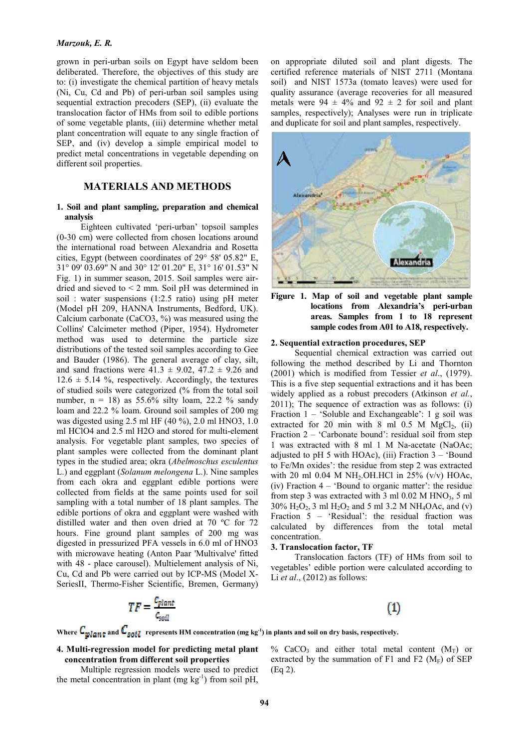grown in peri-urban soils on Egypt have seldom been deliberated. Therefore, the objectives of this study are to: (i) investigate the chemical partition of heavy metals (Ni, Cu, Cd and Pb) of peri-urban soil samples using sequential extraction precoders (SEP), (ii) evaluate the translocation factor of HMs from soil to edible portions of some vegetable plants, (iii) determine whether metal plant concentration will equate to any single fraction of SEP, and (iv) develop a simple empirical model to predict metal concentrations in vegetable depending on different soil properties.

## MATERIALS AND METHODS

### 1. Soil and plant sampling, preparation and chemical analysis

Eighteen cultivated 'peri-urban' topsoil samples (0-30 cm) were collected from chosen locations around the international road between Alexandria and Rosetta cities, Egypt (between coordinates of 29° 58' 05.82" E, 31° 09' 03.69" N and 30° 12' 01.20" E, 31° 16' 01.53" N Fig. 1) in summer season, 2015. Soil samples were air-dried and sieved to < 2 mm. Soil pH was determined in soil : water suspensions (1:2.5 ratio) using pH meter (Model pH 209, HANNA Instruments, Bedford, UK). Calcium carbonate ($CaCO_3$, %) was measured using the Collins' Calcimeter method (Piper, 1954). Hydrometer method was used to determine the particle size distributions of the tested soil samples according to Gee and Bauder (1986). The general average of clay, silt, and sand fractions were 41.3 ± 9.02, 47.2 ± 9.26 and 12.6 ± 5.14 %, respectively. Accordingly, the textures of studied soils were categorized (% from the total soil number, n = 18) as 55.6% silty loam, 22.2 % sandy loam and 22.2 % loam. Ground soil samples of 200 mg was digested using 2.5 ml HF (40 %), 2.0 ml $HNO_3$, 1.0 ml $HClO_4$ and 2.5 ml $H_2O$ and stored for multi-element analysis. For vegetable plant samples, two species of plant samples were collected from the dominant plant types in the studied area; okra (*Abelmoschus esculentus* L.) and eggplant (*Solanum melongena* L.). Nine samples from each okra and eggplant edible portions were collected from fields at the same points used for soil sampling with a total number of 18 plant samples. The edible portions of okra and eggplant were washed with distilled water and then oven dried at 70 ºC for 72 hours. Fine ground plant samples of 200 mg was digested in pressurized PFA vessels in 6.0 ml of $HNO_3$ with microwave heating (Anton Paar 'Multivalve' fitted with 48 - place carousel). Multielement analysis of Ni, Cu, Cd and Pb were carried out by ICP-MS (Model X-SeriesII, Thermo-Fisher Scientific, Bremen, Germany) on appropriate diluted soil and plant digests. The certified reference materials of NIST 2711 (Montana soil) and NIST 1573a (tomato leaves) were used for quality assurance (average recoveries for all measured metals were 94 ± 4% and 92 ± 2 for soil and plant samples, respectively); Analyses were run in triplicate and duplicate for soil and plant samples, respectively.

**Figure 1. Map of soil and vegetable plant sample locations from Alexandria's peri-urban areas. Samples from 1 to 18 represent sample codes from A01 to A18, respectively.**

### 2. Sequential extraction procedures, SEP

Sequential chemical extraction was carried out following the method described by Li and Thornton (2001) which is modified from Tessier *et al*., (1979). This is a five step sequential extractions and it has been widely applied as a robust precoders (Atkinson *et al.*, 2011); The sequence of extraction was as follows: (i) Fraction 1 – 'Soluble and Exchangeable': 1 g soil was extracted for 20 min with 8 ml 0.5 M $MgCl_2$, (ii) Fraction 2 – 'Carbonate bound': residual soil from step 1 was extracted with 8 ml 1 M Na-acetate (NaOAc; adjusted to pH 5 with HOAc), (iii) Fraction 3 – 'Bound to Fe/Mn oxides': the residue from step 2 was extracted with 20 ml 0.04 M $NH_2.OH.HCl$ in 25% (v/v) HOAc, (iv) Fraction 4 – 'Bound to organic matter': the residue from step 3 was extracted with 3 ml 0.02 M $HNO_3$, 5 ml 30% $H_2O_2$, 3 ml $H_2O_2$ and 5 ml 3.2 M $NH_4OAc$, and (v) Fraction 5 – 'Residual': the residual fraction was calculated by differences from the total metal concentration.

### 3. Translocation factor, TF

Translocation factors (TF) of HMs from soil to vegetables' edible portion were calculated according to Li *et al*., (2012) as follows:

$$TF = \frac{C_{plant}}{C_{soil}} \quad (1)$$

**Where $C_{plant}$ and $C_{soil}$ represents HM concentration (mg kg$^{-1}$) in plants and soil on dry basis, respectively.**

### 4. Multi-regression model for predicting metal plant concentration from different soil properties

Multiple regression models were used to predict the metal concentration in plant (mg kg$^{-1}$) from soil pH, % $CaCO_3$ and either total metal content ($M_T$) or extracted by the summation of F1 and F2 ($M_F$) of SEP (Eq 2).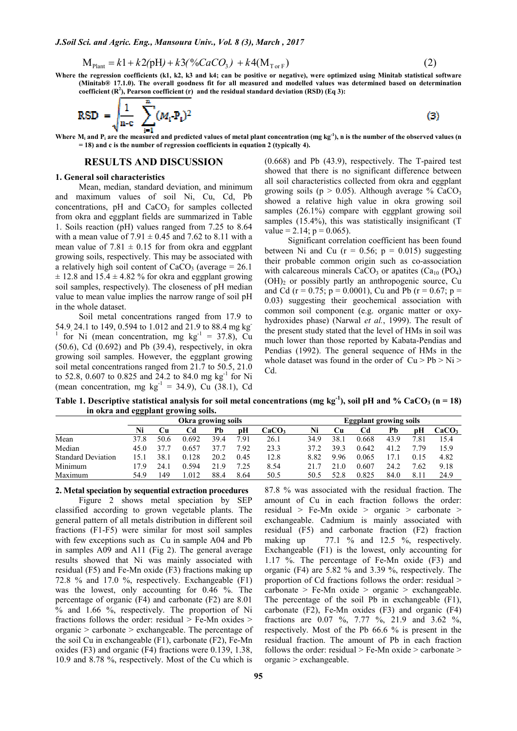$$M_{Plant} = k1 + k2(pH) + k3(\%CaCO_3) + k4(M_{T\ or\ F}) \tag{2}$$

**Where the regression coefficients (k1, k2, k3 and k4; can be positive or negative), were optimized using Minitab statistical software (Minitab® 17.1.0). The overall goodness fit for all measured and modelled values was determined based on determination coefficient ($R^2$), Pearson coefficient (r) and the residual standard deviation (RSD) (Eq 3):**

$$RSD = \sqrt{\frac{1}{n-c}\sum_{i=1}^{n}(M_i - P_i)^2} \tag{3}$$

**Where $M_i$ and $P_i$ are the measured and predicted values of metal plant concentration (mg $kg^{-1}$), n is the number of the observed values (n = 18) and c is the number of regression coefficients in equation 2 (typically 4).**

## RESULTS AND DISCUSSION

### 1. General soil characteristics

Mean, median, standard deviation, and minimum and maximum values of soil Ni, Cu, Cd, Pb concentrations, pH and $CaCO_3$ for samples collected from okra and eggplant fields are summarized in Table 1. Soils reaction (pH) values ranged from 7.25 to 8.64 with a mean value of 7.91 ± 0.45 and 7.62 to 8.11 with a mean value of 7.81 ± 0.15 for from okra and eggplant growing soils, respectively. This may be associated with a relatively high soil content of $CaCO_3$ (average = 26.1 ± 12.8 and 15.4 ± 4.82 % for okra and eggplant growing soil samples, respectively). The closeness of pH median value to mean value implies the narrow range of soil pH in the whole dataset.

Soil metal concentrations ranged from 17.9 to 54.9, 24.1 to 149, 0.594 to 1.012 and 21.9 to 88.4 mg $kg^{-1}$ for Ni (mean concentration, mg $kg^{-1}$ = 37.8), Cu (50.6), Cd (0.692) and Pb (39.4), respectively, in okra growing soil samples. However, the eggplant growing soil metal concentrations ranged from 21.7 to 50.5, 21.0 to 52.8, 0.607 to 0.825 and 24.2 to 84.0 mg $kg^{-1}$ for Ni (mean concentration, mg $kg^{-1}$ = 34.9), Cu (38.1), Cd (0.668) and Pb (43.9), respectively. The T-paired test showed that there is no significant difference between all soil characteristics collected from okra and eggplant growing soils ($p > 0.05$). Although average % $CaCO_3$ showed a relative high value in okra growing soil samples (26.1%) compare with eggplant growing soil samples (15.4%), this was statistically insignificant (T value = 2.14; p = 0.065).

Significant correlation coefficient has been found between Ni and Cu (r = 0.56; p = 0.015) suggesting their probable common origin such as co-association with calcareous minerals $CaCO_3$ or apatites ($Ca_{10}(PO_4)(OH)_2$ or possibly partly an anthropogenic source, Cu and Cd (r = 0.75; p = 0.0001), Cu and Pb (r = 0.67; p = 0.03) suggesting their geochemical association with common soil component (e.g. organic matter or oxy-hydroxides phase) (Narwal *et al.*, 1999). The result of the present study stated that the level of HMs in soil was much lower than those reported by Kabata-Pendias and Pendias (1992). The general sequence of HMs in the whole dataset was found in the order of Cu > Pb > Ni > Cd.

**Table 1. Descriptive statistical analysis for soil metal concentrations (mg $kg^{-1}$), soil pH and % $CaCO_3$ (n = 18) in okra and eggplant growing soils.**

| | Okra growing soils | | | | | | Eggplant growing soils | | | | | |
|---|---|---|---|---|---|---|---|---|---|---|---|---|
| | Ni | Cu | Cd | Pb | pH | $CaCO_3$ | Ni | Cu | Cd | Pb | pH | $CaCO_3$ |
| Mean | 37.8 | 50.6 | 0.692 | 39.4 | 7.91 | 26.1 | 34.9 | 38.1 | 0.668 | 43.9 | 7.81 | 15.4 |
| Median | 45.0 | 37.7 | 0.657 | 37.7 | 7.92 | 23.3 | 37.2 | 39.3 | 0.642 | 41.2 | 7.79 | 15.9 |
| Standard Deviation | 15.1 | 38.1 | 0.128 | 20.2 | 0.45 | 12.8 | 8.82 | 9.96 | 0.065 | 17.1 | 0.15 | 4.82 |
| Minimum | 17.9 | 24.1 | 0.594 | 21.9 | 7.25 | 8.54 | 21.7 | 21.0 | 0.607 | 24.2 | 7.62 | 9.18 |
| Maximum | 54.9 | 149 | 1.012 | 88.4 | 8.64 | 50.5 | 50.5 | 52.8 | 0.825 | 84.0 | 8.11 | 24.9 |

### 2. Metal speciation by sequential extraction procedures

Figure 2 shows metal speciation by SEP classified according to grown vegetable plants. The general pattern of all metals distribution in different soil fractions (F1-F5) were similar for most soil samples with few exceptions such as Cu in sample A04 and Pb in samples A09 and A11 (Fig 2). The general average results showed that Ni was mainly associated with residual (F5) and Fe-Mn oxide (F3) fractions making up 72.8 % and 17.0 %, respectively. Exchangeable (F1) was the lowest, only accounting for 0.46 %. The percentage of organic (F4) and carbonate (F2) are 8.01 % and 1.66 %, respectively. The proportion of Ni fractions follows the order: residual > Fe-Mn oxides > organic > carbonate > exchangeable. The percentage of the soil Cu in exchangeable (F1), carbonate (F2), Fe-Mn oxides (F3) and organic (F4) fractions were 0.139, 1.38, 10.9 and 8.78 %, respectively. Most of the Cu which is 87.8 % was associated with the residual fraction. The amount of Cu in each fraction follows the order: residual > Fe-Mn oxide > organic > carbonate > exchangeable. Cadmium is mainly associated with residual (F5) and carbonate fraction (F2) fraction making up 77.1 % and 12.5 %, respectively. Exchangeable (F1) is the lowest, only accounting for 1.17 %. The percentage of Fe-Mn oxide (F3) and organic (F4) are 5.82 % and 3.39 %, respectively. The proportion of Cd fractions follows the order: residual > carbonate > Fe-Mn oxide > organic > exchangeable. The percentage of the soil Pb in exchangeable (F1), carbonate (F2), Fe-Mn oxides (F3) and organic (F4) fractions are 0.07 %, 7.77 %, 21.9 and 3.62 %, respectively. Most of the Pb 66.6 % is present in the residual fraction. The amount of Pb in each fraction follows the order: residual > Fe-Mn oxide > carbonate > organic > exchangeable.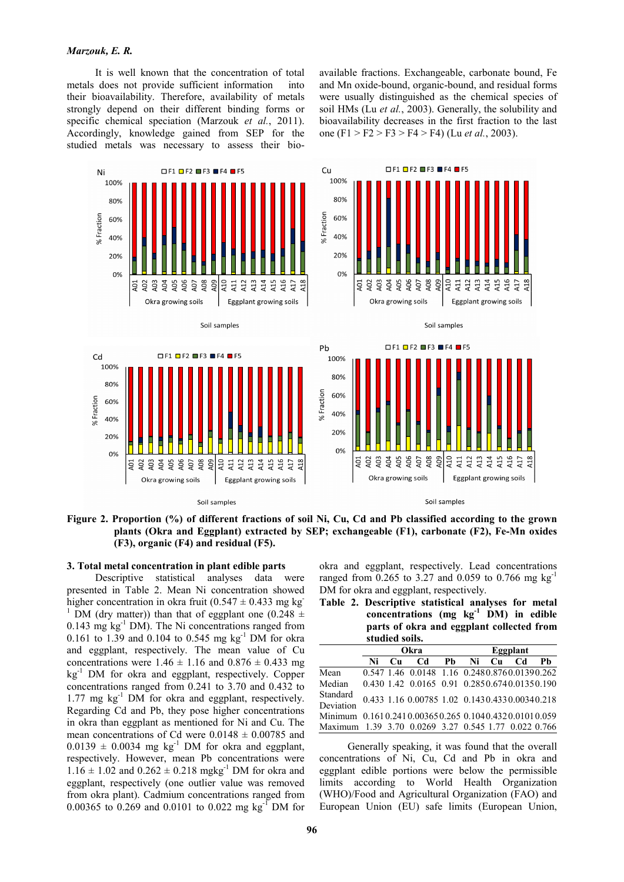It is well known that the concentration of total metals does not provide sufficient information into their bioavailability. Therefore, availability of metals strongly depend on their different binding forms or specific chemical speciation (Marzouk *et al.*, 2011). Accordingly, knowledge gained from SEP for the studied metals was necessary to assess their bio-available fractions. Exchangeable, carbonate bound, Fe and Mn oxide-bound, organic-bound, and residual forms were usually distinguished as the chemical species of soil HMs (Lu *et al.*, 2003). Generally, the solubility and bioavailability decreases in the first fraction to the last one (F1 > F2 > F3 > F4 > F4) (Lu *et al.*, 2003).

**Figure 2. Proportion (%) of different fractions of soil Ni, Cu, Cd and Pb classified according to the grown plants (Okra and Eggplant) extracted by SEP; exchangeable (F1), carbonate (F2), Fe-Mn oxides (F3), organic (F4) and residual (F5).**

### 3. Total metal concentration in plant edible parts

Descriptive statistical analyses data were presented in Table 2. Mean Ni concentration showed higher concentration in okra fruit (0.547 ± 0.433 mg kg$^{-1}$ DM (dry matter)) than that of eggplant one (0.248 ± 0.143 mg kg$^{-1}$ DM). The Ni concentrations ranged from 0.161 to 1.39 and 0.104 to 0.545 mg kg$^{-1}$ DM for okra and eggplant, respectively. The mean value of Cu concentrations were 1.46 ± 1.16 and 0.876 ± 0.433 mg kg$^{-1}$ DM for okra and eggplant, respectively. Copper concentrations ranged from 0.241 to 3.70 and 0.432 to 1.77 mg kg$^{-1}$ DM for okra and eggplant, respectively. Regarding Cd and Pb, they pose higher concentrations in okra than eggplant as mentioned for Ni and Cu. The mean concentrations of Cd were 0.0148 ± 0.00785 and 0.0139 ± 0.0034 mg kg$^{-1}$ DM for okra and eggplant, respectively. However, mean Pb concentrations were 1.16 ± 1.02 and 0.262 ± 0.218 mgkg$^{-1}$ DM for okra and eggplant, respectively (one outlier value was removed from okra plant). Cadmium concentrations ranged from 0.00365 to 0.269 and 0.0101 to 0.022 mg kg$^{-1}$ DM for okra and eggplant, respectively. Lead concentrations ranged from 0.265 to 3.27 and 0.059 to 0.766 mg kg$^{-1}$ DM for okra and eggplant, respectively.

**Table 2. Descriptive statistical analyses for metal concentrations (mg kg$^{-1}$ DM) in edible parts of okra and eggplant collected from studied soils.**

| | Okra | | | | Eggplant | | | |
|---|---|---|---|---|---|---|---|---|
| | Ni | Cu | Cd | Pb | Ni | Cu | Cd | Pb |
| Mean | 0.547 | 1.46 | 0.0148 | 1.16 | 0.248 | 0.876 | 0.0139 | 0.262 |
| Median | 0.430 | 1.42 | 0.0165 | 0.91 | 0.285 | 0.674 | 0.0135 | 0.190 |
| Standard Deviation | 0.433 | 1.16 | 0.00785 | 1.02 | 0.143 | 0.433 | 0.0034 | 0.218 |
| Minimum | 0.161 | 0.241 | 0.00365 | 0.265 | 0.104 | 0.432 | 0.0101 | 0.059 |
| Maximum | 1.39 | 3.70 | 0.0269 | 3.27 | 0.545 | 1.77 | 0.022 | 0.766 |

Generally speaking, it was found that the overall concentrations of Ni, Cu, Cd and Pb in okra and eggplant edible portions were below the permissible limits according to World Health Organization (WHO)/Food and Agricultural Organization (FAO) and European Union (EU) safe limits (European Union,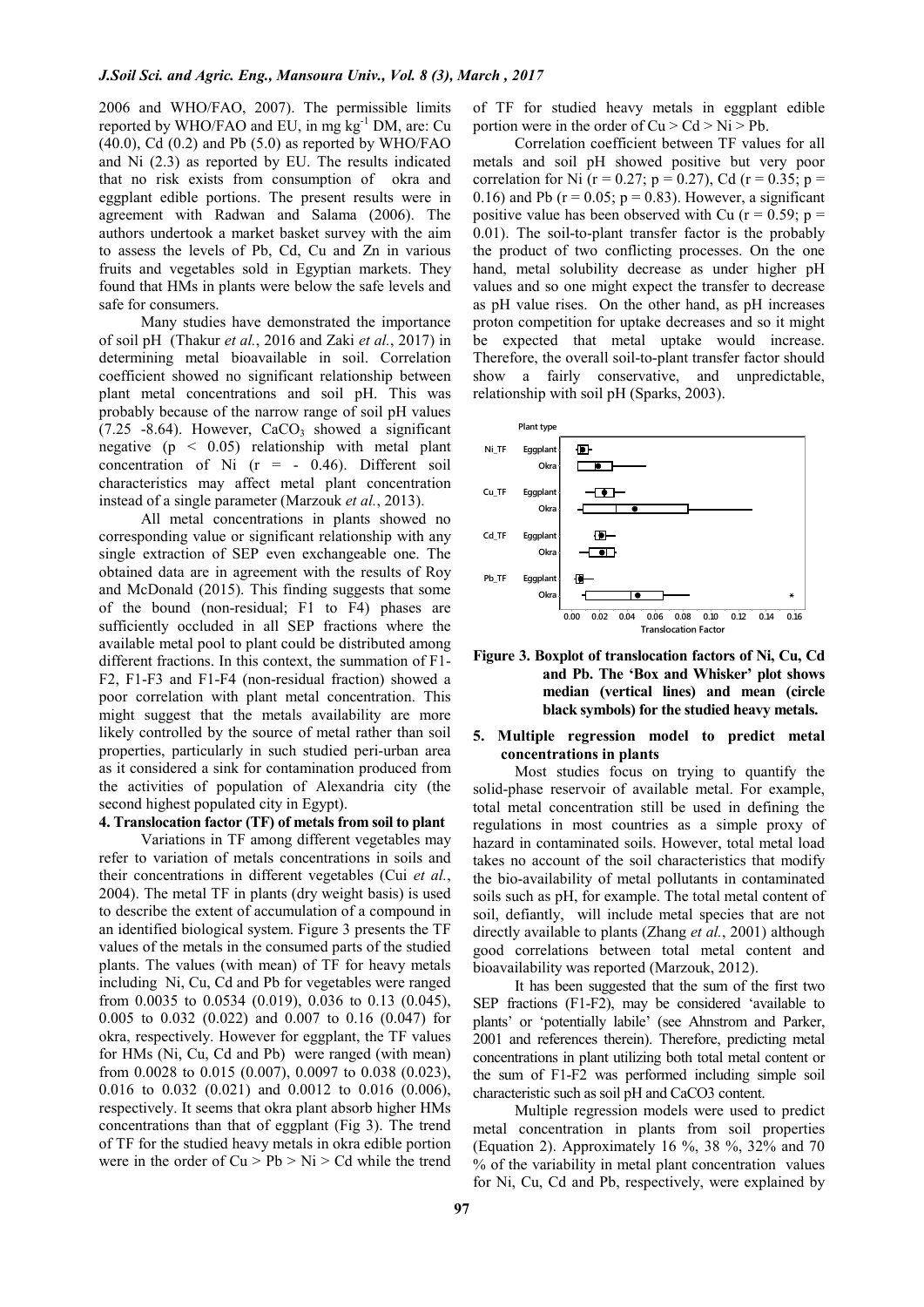2006 and WHO/FAO, 2007). The permissible limits reported by WHO/FAO and EU, in mg kg$^{-1}$ DM, are: Cu (40.0), Cd (0.2) and Pb (5.0) as reported by WHO/FAO and Ni (2.3) as reported by EU. The results indicated that no risk exists from consumption of okra and eggplant edible portions. The present results were in agreement with Radwan and Salama (2006). The authors undertook a market basket survey with the aim to assess the levels of Pb, Cd, Cu and Zn in various fruits and vegetables sold in Egyptian markets. They found that HMs in plants were below the safe levels and safe for consumers.

Many studies have demonstrated the importance of soil pH (Thakur *et al.*, 2016 and Zaki *et al.*, 2017) in determining metal bioavailable in soil. Correlation coefficient showed no significant relationship between plant metal concentrations and soil pH. This was probably because of the narrow range of soil pH values (7.25 -8.64). However, $CaCO_3$ showed a significant negative ($p < 0.05$) relationship with metal plant concentration of Ni ($r = -0.46$). Different soil characteristics may affect metal plant concentration instead of a single parameter (Marzouk *et al.*, 2013).

All metal concentrations in plants showed no corresponding value or significant relationship with any single extraction of SEP even exchangeable one. The obtained data are in agreement with the results of Roy and McDonald (2015). This finding suggests that some of the bound (non-residual; F1 to F4) phases are sufficiently occluded in all SEP fractions where the available metal pool to plant could be distributed among different fractions. In this context, the summation of F1-F2, F1-F3 and F1-F4 (non-residual fraction) showed a poor correlation with plant metal concentration. This might suggest that the metals availability are more likely controlled by the source of metal rather than soil properties, particularly in such studied peri-urban area as it considered a sink for contamination produced from the activities of population of Alexandria city (the second highest populated city in Egypt).

## 4. Translocation factor (TF) of metals from soil to plant

Variations in TF among different vegetables may refer to variation of metals concentrations in soils and their concentrations in different vegetables (Cui *et al.*, 2004). The metal TF in plants (dry weight basis) is used to describe the extent of accumulation of a compound in an identified biological system. Figure 3 presents the TF values of the metals in the consumed parts of the studied plants. The values (with mean) of TF for heavy metals including Ni, Cu, Cd and Pb for vegetables were ranged from 0.0035 to 0.0534 (0.019), 0.036 to 0.13 (0.045), 0.005 to 0.032 (0.022) and 0.007 to 0.16 (0.047) for okra, respectively. However for eggplant, the TF values for HMs (Ni, Cu, Cd and Pb) were ranged (with mean) from 0.0028 to 0.015 (0.007), 0.0097 to 0.038 (0.023), 0.016 to 0.032 (0.021) and 0.0012 to 0.016 (0.006), respectively. It seems that okra plant absorb higher HMs concentrations than that of eggplant (Fig 3). The trend of TF for the studied heavy metals in okra edible portion were in the order of Cu > Pb > Ni > Cd while the trend of TF for studied heavy metals in eggplant edible portion were in the order of Cu > Cd > Ni > Pb.

Correlation coefficient between TF values for all metals and soil pH showed positive but very poor correlation for Ni ($r = 0.27$; $p = 0.27$), Cd ($r = 0.35$; $p = 0.16$) and Pb ($r = 0.05$; $p = 0.83$). However, a significant positive value has been observed with Cu ($r = 0.59$; $p = 0.01$). The soil-to-plant transfer factor is the probably the product of two conflicting processes. On the one hand, metal solubility decrease as under higher pH values and so one might expect the transfer to decrease as pH value rises. On the other hand, as pH increases proton competition for uptake decreases and so it might be expected that metal uptake would increase. Therefore, the overall soil-to-plant transfer factor should show a fairly conservative, and unpredictable, relationship with soil pH (Sparks, 2003).

**Figure 3. Boxplot of translocation factors of Ni, Cu, Cd and Pb. The 'Box and Whisker' plot shows median (vertical lines) and mean (circle black symbols) for the studied heavy metals.**

## 5. Multiple regression model to predict metal concentrations in plants

Most studies focus on trying to quantify the solid-phase reservoir of available metal. For example, total metal concentration still be used in defining the regulations in most countries as a simple proxy of hazard in contaminated soils. However, total metal load takes no account of the soil characteristics that modify the bio-availability of metal pollutants in contaminated soils such as pH, for example. The total metal content of soil, defiantly, will include metal species that are not directly available to plants (Zhang *et al.*, 2001) although good correlations between total metal content and bioavailability was reported (Marzouk, 2012).

It has been suggested that the sum of the first two SEP fractions (F1-F2), may be considered 'available to plants' or 'potentially labile' (see Ahnstrom and Parker, 2001 and references therein). Therefore, predicting metal concentrations in plant utilizing both total metal content or the sum of F1-F2 was performed including simple soil characteristic such as soil pH and CaCO3 content.

Multiple regression models were used to predict metal concentration in plants from soil properties (Equation 2). Approximately 16 %, 38 %, 32% and 70 % of the variability in metal plant concentration values for Ni, Cu, Cd and Pb, respectively, were explained by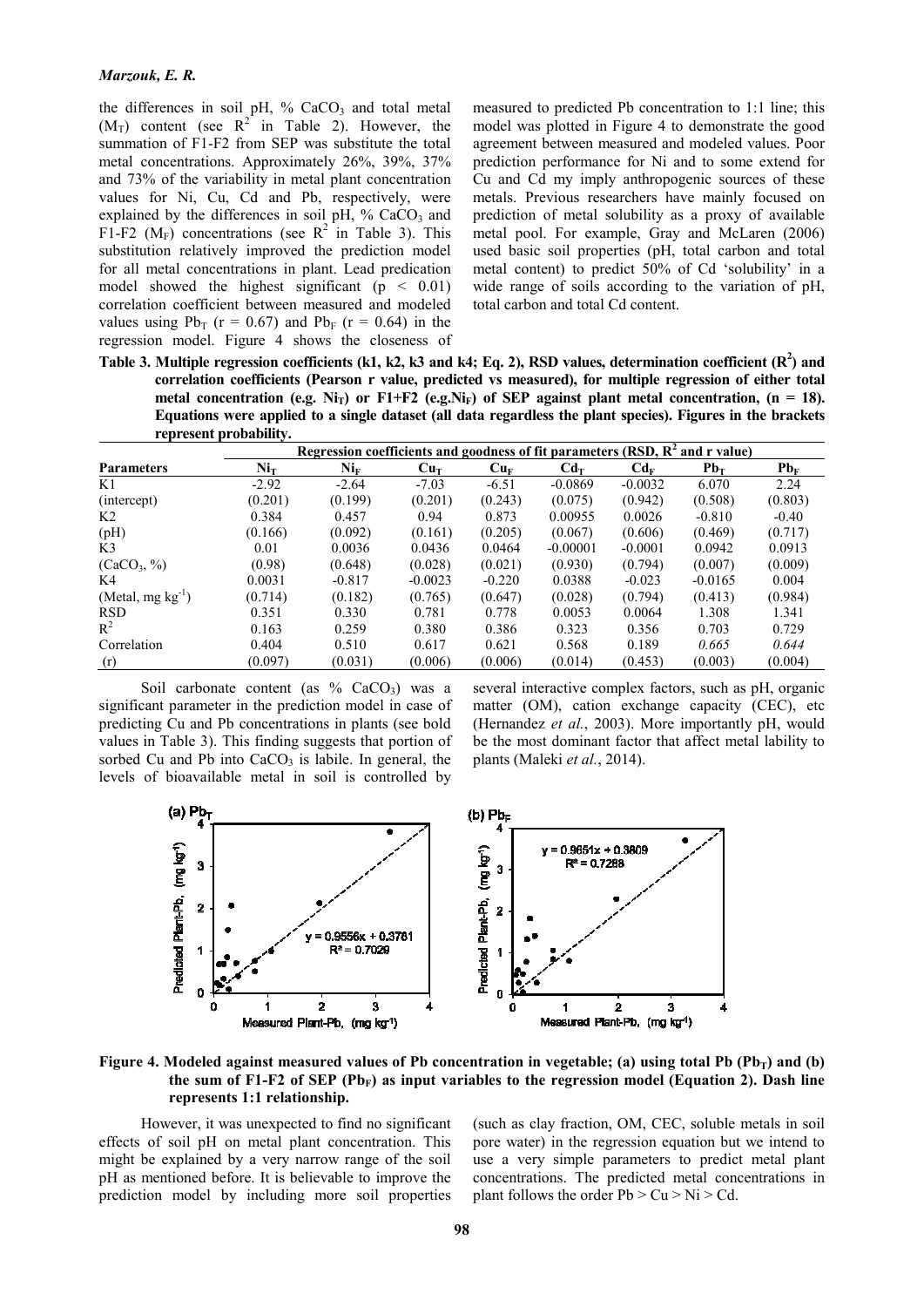the differences in soil pH, % $CaCO_3$ and total metal ($M_T$) content (see $R^2$ in Table 2). However, the summation of F1-F2 from SEP was substitute the total metal concentrations. Approximately 26%, 39%, 37% and 73% of the variability in metal plant concentration values for Ni, Cu, Cd and Pb, respectively, were explained by the differences in soil pH, % $CaCO_3$ and F1-F2 ($M_F$) concentrations (see $R^2$ in Table 3). This substitution relatively improved the prediction model for all metal concentrations in plant. Lead predication model showed the highest significant ($p < 0.01$) correlation coefficient between measured and modeled values using $Pb_T$ ($r = 0.67$) and $Pb_F$ ($r = 0.64$) in the regression model. Figure 4 shows the closeness of measured to predicted Pb concentration to 1:1 line; this model was plotted in Figure 4 to demonstrate the good agreement between measured and modeled values. Poor prediction performance for Ni and to some extend for Cu and Cd my imply anthropogenic sources of these metals. Previous researchers have mainly focused on prediction of metal solubility as a proxy of available metal pool. For example, Gray and McLaren (2006) used basic soil properties (pH, total carbon and total metal content) to predict 50% of Cd 'solubility' in a wide range of soils according to the variation of pH, total carbon and total Cd content.

**Table 3. Multiple regression coefficients (k1, k2, k3 and k4; Eq. 2), RSD values, determination coefficient ($R^2$) and correlation coefficients (Pearson r value, predicted vs measured), for multiple regression of either total metal concentration (e.g. $Ni_T$) or F1+F2 (e.g.$Ni_F$) of SEP against plant metal concentration, (n = 18). Equations were applied to a single dataset (all data regardless the plant species). Figures in the brackets represent probability.**

| | Regression coefficients and goodness of fit parameters (RSD, $R^2$ and r value) | | | | | | | |
|---|---|---|---|---|---|---|---|---|
| **Parameters** | $Ni_T$ | $Ni_F$ | $Cu_T$ | $Cu_F$ | $Cd_T$ | $Cd_F$ | $Pb_T$ | $Pb_F$ |
| K1 | -2.92 | -2.64 | -7.03 | -6.51 | -0.0869 | -0.0032 | 6.070 | 2.24 |
| (intercept) | (0.201) | (0.199) | (0.201) | (0.243) | (0.075) | (0.942) | (0.508) | (0.803) |
| K2 | 0.384 | 0.457 | 0.94 | 0.873 | 0.00955 | 0.0026 | -0.810 | -0.40 |
| (pH) | (0.166) | (0.092) | (0.161) | (0.205) | (0.067) | (0.606) | (0.469) | (0.717) |
| K3 | 0.01 | 0.0036 | 0.0436 | 0.0464 | -0.00001 | -0.0001 | 0.0942 | 0.0913 |
| ($CaCO_3$, %) | (0.98) | (0.648) | (0.028) | (0.021) | (0.930) | (0.794) | (0.007) | (0.009) |
| K4 | 0.0031 | -0.817 | -0.0023 | -0.220 | 0.0388 | -0.023 | -0.0165 | 0.004 |
| (Metal, mg $kg^{-1}$) | (0.714) | (0.182) | (0.765) | (0.647) | (0.028) | (0.794) | (0.413) | (0.984) |
| RSD | 0.351 | 0.330 | 0.781 | 0.778 | 0.0053 | 0.0064 | 1.308 | 1.341 |
| $R^2$ | 0.163 | 0.259 | 0.380 | 0.386 | 0.323 | 0.356 | 0.703 | 0.729 |
| Correlation | 0.404 | 0.510 | 0.617 | 0.621 | 0.568 | 0.189 | *0.665* | *0.644* |
| (r) | (0.097) | (0.031) | (0.006) | (0.006) | (0.014) | (0.453) | (0.003) | (0.004) |

Soil carbonate content (as % $CaCO_3$) was a significant parameter in the prediction model in case of predicting Cu and Pb concentrations in plants (see bold values in Table 3). This finding suggests that portion of sorbed Cu and Pb into $CaCO_3$ is labile. In general, the levels of bioavailable metal in soil is controlled by several interactive complex factors, such as pH, organic matter (OM), cation exchange capacity (CEC), etc (Hernandez *et al.*, 2003). More importantly pH, would be the most dominant factor that affect metal lability to plants (Maleki *et al.*, 2014).

**Figure 4. Modeled against measured values of Pb concentration in vegetable; (a) using total Pb ($Pb_T$) and (b) the sum of F1-F2 of SEP ($Pb_F$) as input variables to the regression model (Equation 2). Dash line represents 1:1 relationship.**

However, it was unexpected to find no significant effects of soil pH on metal plant concentration. This might be explained by a very narrow range of the soil pH as mentioned before. It is believable to improve the prediction model by including more soil properties (such as clay fraction, OM, CEC, soluble metals in soil pore water) in the regression equation but we intend to use a very simple parameters to predict metal plant concentrations. The predicted metal concentrations in plant follows the order Pb > Cu > Ni > Cd.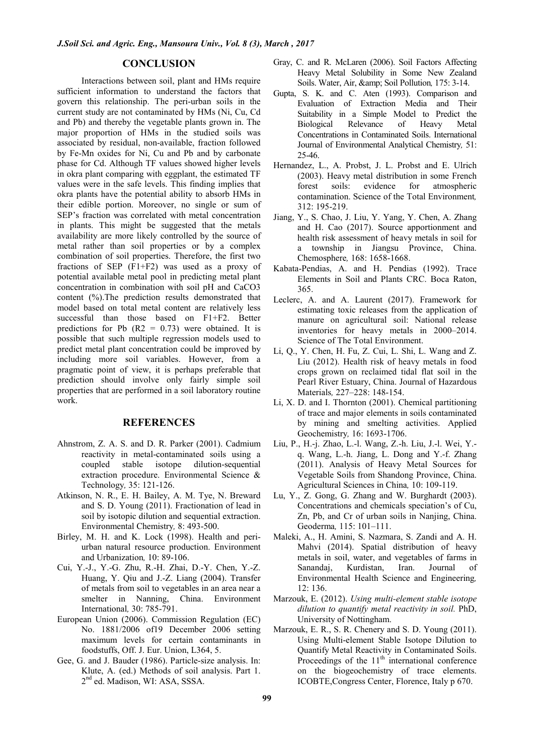## CONCLUSION

Interactions between soil, plant and HMs require sufficient information to understand the factors that govern this relationship. The peri-urban soils in the current study are not contaminated by HMs (Ni, Cu, Cd and Pb) and thereby the vegetable plants grown in. The major proportion of HMs in the studied soils was associated by residual, non-available, fraction followed by Fe-Mn oxides for Ni, Cu and Pb and by carbonate phase for Cd. Although TF values showed higher levels in okra plant comparing with eggplant, the estimated TF values were in the safe levels. This finding implies that okra plants have the potential ability to absorb HMs in their edible portion. Moreover, no single or sum of SEP's fraction was correlated with metal concentration in plants. This might be suggested that the metals availability are more likely controlled by the source of metal rather than soil properties or by a complex combination of soil properties. Therefore, the first two fractions of SEP (F1+F2) was used as a proxy of potential available metal pool in predicting metal plant concentration in combination with soil pH and $CaCO_3$ content (%).The prediction results demonstrated that model based on total metal content are relatively less successful than those based on F1+F2. Better predictions for Pb ($R^2$ = 0.73) were obtained. It is possible that such multiple regression models used to predict metal plant concentration could be improved by including more soil variables. However, from a pragmatic point of view, it is perhaps preferable that prediction should involve only fairly simple soil properties that are performed in a soil laboratory routine work.

## REFERENCES

Ahnstrom, Z. A. S. and D. R. Parker (2001). Cadmium reactivity in metal-contaminated soils using a coupled stable isotope dilution-sequential extraction procedure. Environmental Science & Technology*,* 35: 121-126.

Atkinson, N. R., E. H. Bailey, A. M. Tye, N. Breward and S. D. Young (2011). Fractionation of lead in soil by isotopic dilution and sequential extraction. Environmental Chemistry*,* 8: 493-500.

Birley, M. H. and K. Lock (1998). Health and peri-urban natural resource production. Environment and Urbanization*,* 10: 89-106.

Cui, Y.-J., Y.-G. Zhu, R.-H. Zhai, D.-Y. Chen, Y.-Z. Huang, Y. Qiu and J.-Z. Liang (2004). Transfer of metals from soil to vegetables in an area near a smelter in Nanning, China. Environment International*,* 30: 785-791.

European Union (2006). Commission Regulation (EC) No. 1881/2006 of19 December 2006 setting maximum levels for certain contaminants in foodstuffs, Off. J. Eur. Union, L364, 5.

Gee, G. and J. Bauder (1986). Particle-size analysis. In: Klute, A. (ed.) Methods of soil analysis. Part 1. 2nd ed. Madison, WI: ASA, SSSA.

Gray, C. and R. McLaren (2006). Soil Factors Affecting Heavy Metal Solubility in Some New Zealand Soils. Water, Air, &amp; Soil Pollution*,* 175: 3-14.

Gupta, S. K. and C. Aten (1993). Comparison and Evaluation of Extraction Media and Their Suitability in a Simple Model to Predict the Biological Relevance of Heavy Metal Concentrations in Contaminated Soils. International Journal of Environmental Analytical Chemistry*,* 51: 25-46.

Hernandez, L., A. Probst, J. L. Probst and E. Ulrich (2003). Heavy metal distribution in some French forest soils: evidence for atmospheric contamination. Science of the Total Environment*,* 312: 195-219.

Jiang, Y., S. Chao, J. Liu, Y. Yang, Y. Chen, A. Zhang and H. Cao (2017). Source apportionment and health risk assessment of heavy metals in soil for a township in Jiangsu Province, China. Chemosphere*,* 168: 1658-1668.

Kabata-Pendias, A. and H. Pendias (1992). Trace Elements in Soil and Plants CRC. Boca Raton, 365.

Leclerc, A. and A. Laurent (2017). Framework for estimating toxic releases from the application of manure on agricultural soil: National release inventories for heavy metals in 2000–2014. Science of The Total Environment.

Li, Q., Y. Chen, H. Fu, Z. Cui, L. Shi, L. Wang and Z. Liu (2012). Health risk of heavy metals in food crops grown on reclaimed tidal flat soil in the Pearl River Estuary, China. Journal of Hazardous Materials*,* 227–228: 148-154.

Li, X. D. and I. Thornton (2001). Chemical partitioning of trace and major elements in soils contaminated by mining and smelting activities. Applied Geochemistry*,* 16: 1693-1706.

Liu, P., H.-j. Zhao, L.-l. Wang, Z.-h. Liu, J.-l. Wei, Y.-q. Wang, L.-h. Jiang, L. Dong and Y.-f. Zhang (2011). Analysis of Heavy Metal Sources for Vegetable Soils from Shandong Province, China. Agricultural Sciences in China*,* 10: 109-119.

Lu, Y., Z. Gong, G. Zhang and W. Burghardt (2003). Concentrations and chemicals speciation's of Cu, Zn, Pb, and Cr of urban soils in Nanjing, China. Geoderma*,* 115: 101–111.

Maleki, A., H. Amini, S. Nazmara, S. Zandi and A. H. Mahvi (2014). Spatial distribution of heavy metals in soil, water, and vegetables of farms in Sanandaj, Kurdistan, Iran. Journal of Environmental Health Science and Engineering*,* 12: 136.

Marzouk, E. (2012). *Using multi-element stable isotope dilution to quantify metal reactivity in soil.* PhD, University of Nottingham.

Marzouk, E. R., S. R. Chenery and S. D. Young (2011). Using Multi-element Stable Isotope Dilution to Quantify Metal Reactivity in Contaminated Soils. Proceedings of the 11th international conference on the biogeochemistry of trace elements. ICOBTE,Congress Center, Florence, Italy p 670.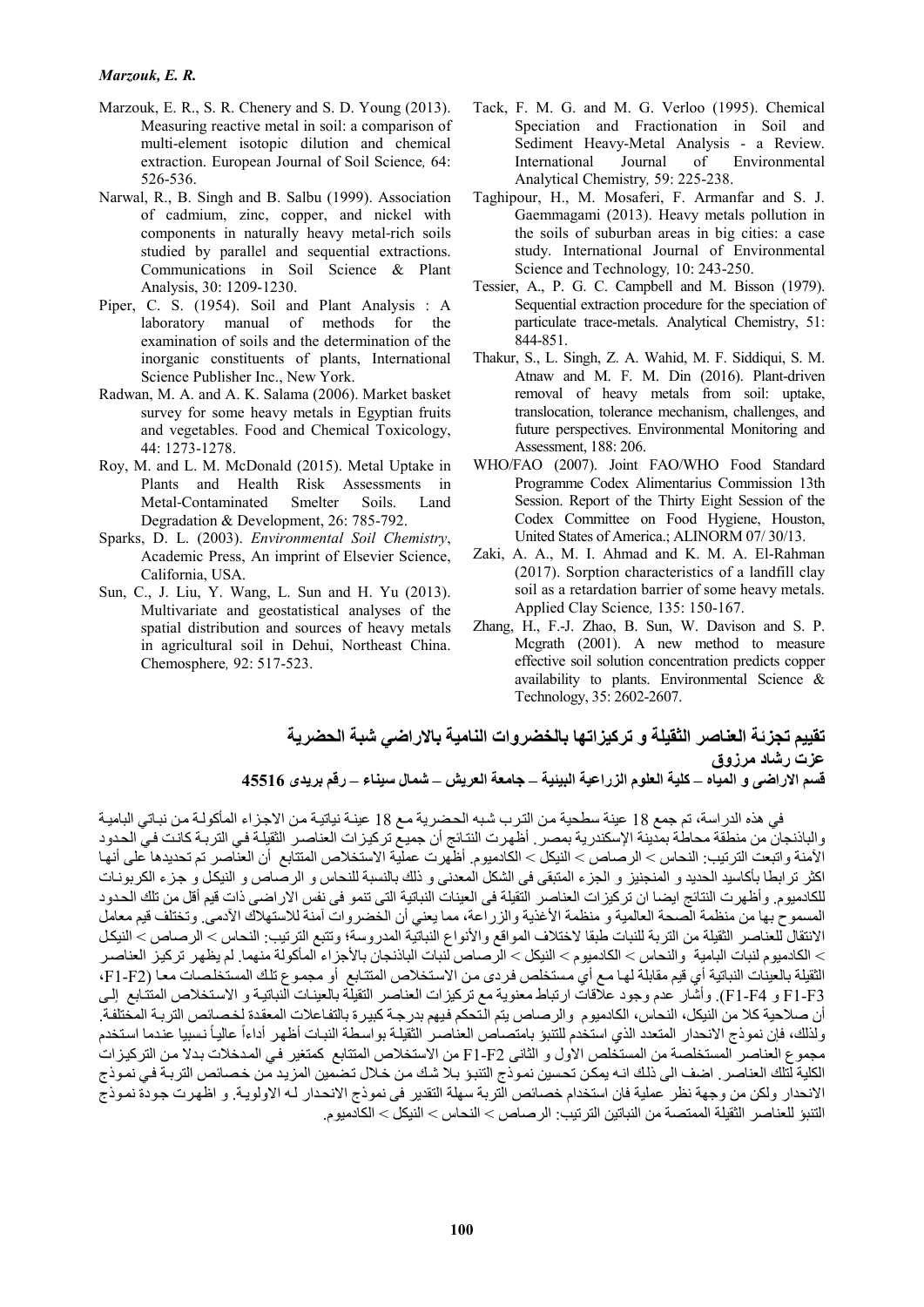- Marzouk, E. R., S. R. Chenery and S. D. Young (2013). Measuring reactive metal in soil: a comparison of multi-element isotopic dilution and chemical extraction. European Journal of Soil Science, 64: 526-536.
- Narwal, R., B. Singh and B. Salbu (1999). Association of cadmium, zinc, copper, and nickel with components in naturally heavy metal-rich soils studied by parallel and sequential extractions. Communications in Soil Science & Plant Analysis, 30: 1209-1230.
- Piper, C. S. (1954). Soil and Plant Analysis : A laboratory manual of methods for the examination of soils and the determination of the inorganic constituents of plants, International Science Publisher Inc., New York.
- Radwan, M. A. and A. K. Salama (2006). Market basket survey for some heavy metals in Egyptian fruits and vegetables. Food and Chemical Toxicology, 44: 1273-1278.
- Roy, M. and L. M. McDonald (2015). Metal Uptake in Plants and Health Risk Assessments in Metal-Contaminated Smelter Soils. Land Degradation & Development, 26: 785-792.
- Sparks, D. L. (2003). *Environmental Soil Chemistry*, Academic Press, An imprint of Elsevier Science, California, USA.
- Sun, C., J. Liu, Y. Wang, L. Sun and H. Yu (2013). Multivariate and geostatistical analyses of the spatial distribution and sources of heavy metals in agricultural soil in Dehui, Northeast China. Chemosphere, 92: 517-523.
- Tack, F. M. G. and M. G. Verloo (1995). Chemical Speciation and Fractionation in Soil and Sediment Heavy-Metal Analysis - a Review. International Journal of Environmental Analytical Chemistry, 59: 225-238.
- Taghipour, H., M. Mosaferi, F. Armanfar and S. J. Gaemmagami (2013). Heavy metals pollution in the soils of suburban areas in big cities: a case study. International Journal of Environmental Science and Technology, 10: 243-250.
- Tessier, A., P. G. C. Campbell and M. Bisson (1979). Sequential extraction procedure for the speciation of particulate trace-metals. Analytical Chemistry, 51: 844-851.
- Thakur, S., L. Singh, Z. A. Wahid, M. F. Siddiqui, S. M. Atnaw and M. F. M. Din (2016). Plant-driven removal of heavy metals from soil: uptake, translocation, tolerance mechanism, challenges, and future perspectives. Environmental Monitoring and Assessment, 188: 206.
- WHO/FAO (2007). Joint FAO/WHO Food Standard Programme Codex Alimentarius Commission 13th Session. Report of the Thirty Eight Session of the Codex Committee on Food Hygiene, Houston, United States of America.; ALINORM 07/ 30/13.
- Zaki, A. A., M. I. Ahmad and K. M. A. El-Rahman (2017). Sorption characteristics of a landfill clay soil as a retardation barrier of some heavy metals. Applied Clay Science, 135: 150-167.
- Zhang, H., F.-J. Zhao, B. Sun, W. Davison and S. P. Mcgrath (2001). A new method to measure effective soil solution concentration predicts copper availability to plants. Environmental Science & Technology, 35: 2602-2607.

## تقييم تجزئة العناصر الثقيلة و تركيزاتها بالخضروات النامية بالاراضي شبة الحضرية

**عزت رشاد مرزوق**

**قسم الاراضى و المياه – كلية العلوم الزراعية البيئية – جامعة العريش – شمال سيناء – رقم بريدى 45516**

في هذه الدراسة، تم جمع 18 عينة سطحية من الترب شبه الحضرية مع 18 عينة نباتية من الاجزاء المأكولة من نباتي البامية والباذنجان من منطقة محاطة بمدينة الإسكندرية بمصر. أظهرت النتائج أن جميع تركيزات العناصر الثقيلة في التربة كانت في الحدود الآمنة واتبعت الترتيب: النحاس > الرصاص > النيكل > الكادميوم. أظهرت عملية الاستخلاص المتتابع أن العناصر تم تحديدها على أنها اكثر ترابطا بأكاسيد الحديد و المنجنيز و الجزء المتبقى فى الشكل المعدنى و ذلك بالنسبة للنحاس و الرصاص و النيكل و جزء الكربونات للكادميوم. وأظهرت النتائج ايضا ان تركيزات العناصر الثقيلة فى العينات النباتية التى تنمو فى نفس الاراضى ذات قيم أقل من تلك الحدود المسموح بها من منظمة الصحة العالمية و منظمة الأغذية والزراعة، مما يعني أن الخضروات آمنة للاستهلاك الآدمي. وتختلف قيم معامل الانتقال للعناصر الثقيلة من التربة للنبات طبقا لاختلاف المواقع والأنواع النباتية المدروسة؛ وتتبع الترتيب: النحاس > الرصاص > النيكل > الكادميوم لنبات البامية والنحاس > الكادميوم > النيكل > الرصاص لنبات الباذنجان بالأجزاء المأكولة منهما. لم يظهر تركيز العناصر الثقيلة بالعينات النباتية أي قيم مقابلة لها مع أي مستخلص فردى من الاستخلاص المتتابع أو مجموع تلك المستخلصات معا (F1-F2، F1-F3 و F1-F4). وأشار عدم وجود علاقات ارتباط معنوية مع تركيزات العناصر الثقيلة بالعينات النباتية و الاستخلاص المتتابع إلى أن صلاحية كلا من النيكل، النحاس، الكادميوم والرصاص يتم التحكم فيهم بدرجة كبيرة بالتفاعلات المعقدة لخصائص التربة المختلفة. ولذلك، فإن نموذج الانحدار المتعدد الذي استخدم للتنبؤ بامتصاص العناصر الثقيلة بواسطة النبات أظهر أداءاً عالياً نسبيا عندما استخدم مجموع العناصر المستخلصة من المستخلص الاول و الثانى F1-F2 من الاستخلاص المتتابع كمتغير في المدخلات بدلا من التركيزات الكلية لتلك العناصر. اضف الى ذلك انه يمكن تحسين نموذج التنبؤ بلا شك من خلال تضمين المزيد من خصائص التربة في نموذج الانحدار ولكن من وجهة نظر عملية فان استخدام خصائص التربة سهلة التقدير فى نموذج الانحدار له الاولوية. و اظهرت جودة نموذج التنبؤ للعناصر الثقيلة الممتصة من النباتين الترتيب: الرصاص > النحاس > النيكل > الكادميوم.